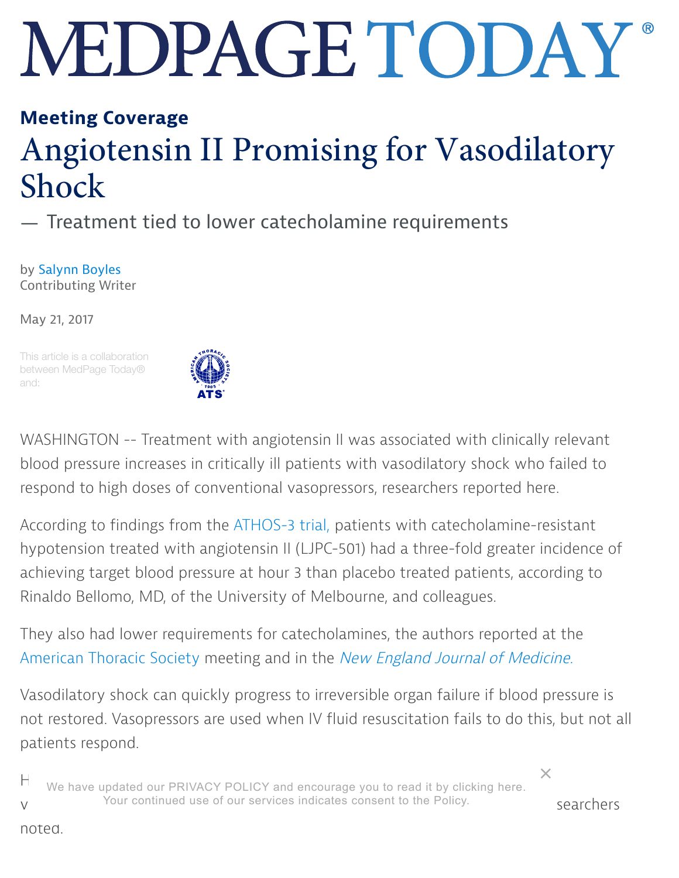# Angiotensin II Promising for Vasodilatory Shock

— Treatment tied to lower catecholamine requirements

by Salynn Boyles
Contributing Writer

May 21, 2017

This article is a collaboration between MedPage Today® and:

WASHINGTON -- Treatment with angiotensin II was associated with clinically relevant blood pressure increases in critically ill patients with vasodilatory shock who failed to respond to high doses of conventional vasopressors, researchers reported here.

According to findings from the ATHOS-3 trial, patients with catecholamine-resistant hypotension treated with angiotensin II (LJPC-501) had a three-fold greater incidence of achieving target blood pressure at hour 3 than placebo treated patients, according to Rinaldo Bellomo, MD, of the University of Melbourne, and colleagues.

They also had lower requirements for catecholamines, the authors reported at the American Thoracic Society meeting and in the *New England Journal of Medicine.*

Vasodilatory shock can quickly progress to irreversible organ failure if blood pressure is not restored. Vasopressors are used when IV fluid resuscitation fails to do this, but not all patients respond.

H

We have updated our PRIVACY POLICY and encourage you to read it by clicking here. Your continued use of our services indicates consent to the Policy.

v searchers noted.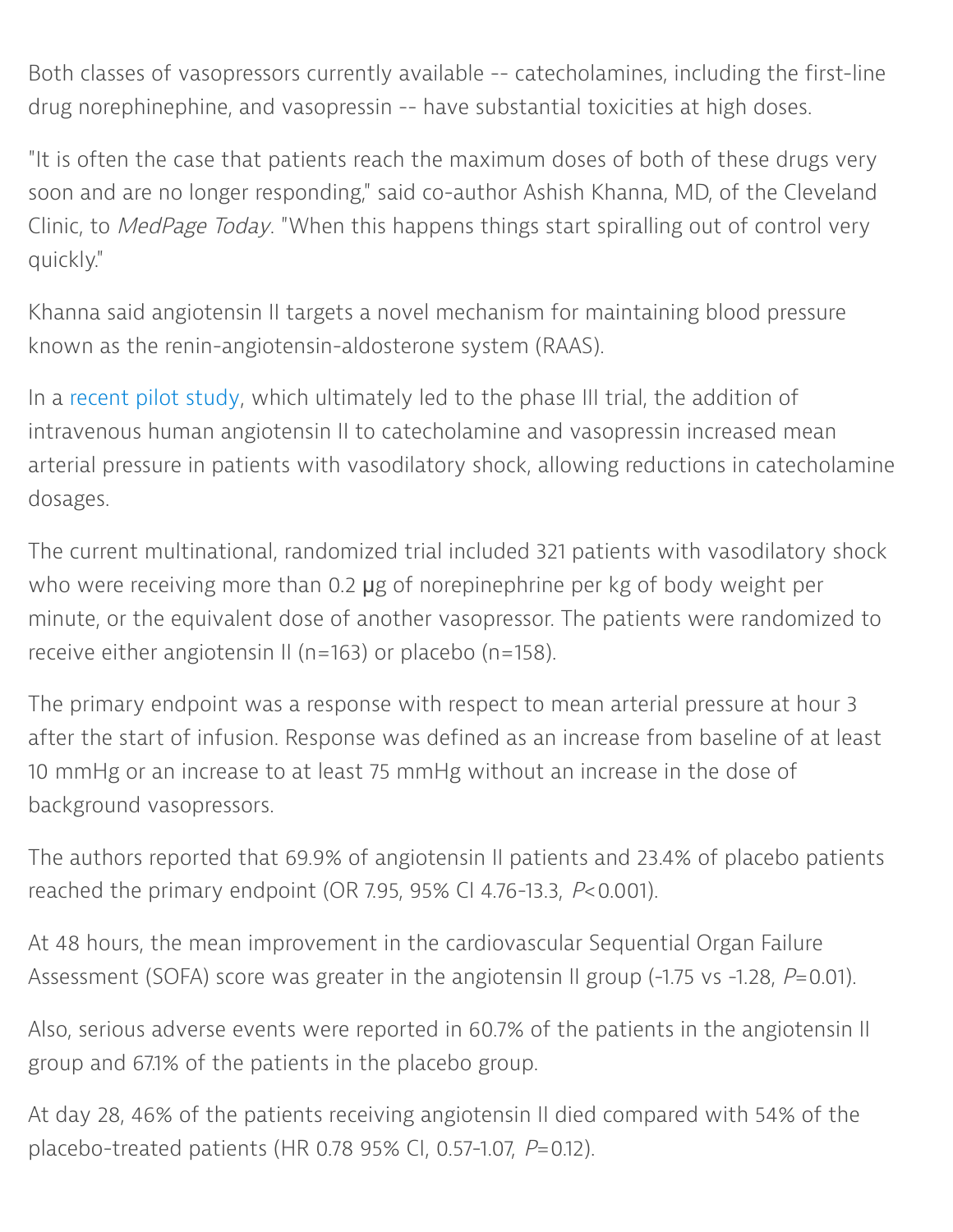Both classes of vasopressors currently available -- catecholamines, including the first-line drug norephinephine, and vasopressin -- have substantial toxicities at high doses.

"It is often the case that patients reach the maximum doses of both of these drugs very soon and are no longer responding," said co-author Ashish Khanna, MD, of the Cleveland Clinic, to *MedPage Today*. "When this happens things start spiralling out of control very quickly."

Khanna said angiotensin II targets a novel mechanism for maintaining blood pressure known as the renin-angiotensin-aldosterone system (RAAS).

In a recent pilot study, which ultimately led to the phase III trial, the addition of intravenous human angiotensin II to catecholamine and vasopressin increased mean arterial pressure in patients with vasodilatory shock, allowing reductions in catecholamine dosages.

The current multinational, randomized trial included 321 patients with vasodilatory shock who were receiving more than 0.2 μg of norepinephrine per kg of body weight per minute, or the equivalent dose of another vasopressor. The patients were randomized to receive either angiotensin II (n=163) or placebo (n=158).

The primary endpoint was a response with respect to mean arterial pressure at hour 3 after the start of infusion. Response was defined as an increase from baseline of at least 10 mmHg or an increase to at least 75 mmHg without an increase in the dose of background vasopressors.

The authors reported that 69.9% of angiotensin II patients and 23.4% of placebo patients reached the primary endpoint (OR 7.95, 95% CI 4.76-13.3, $P<0.001$).

At 48 hours, the mean improvement in the cardiovascular Sequential Organ Failure Assessment (SOFA) score was greater in the angiotensin II group (-1.75 vs -1.28, $P=0.01$).

Also, serious adverse events were reported in 60.7% of the patients in the angiotensin II group and 67.1% of the patients in the placebo group.

At day 28, 46% of the patients receiving angiotensin II died compared with 54% of the placebo-treated patients (HR 0.78 95% CI, 0.57-1.07, $P=0.12$).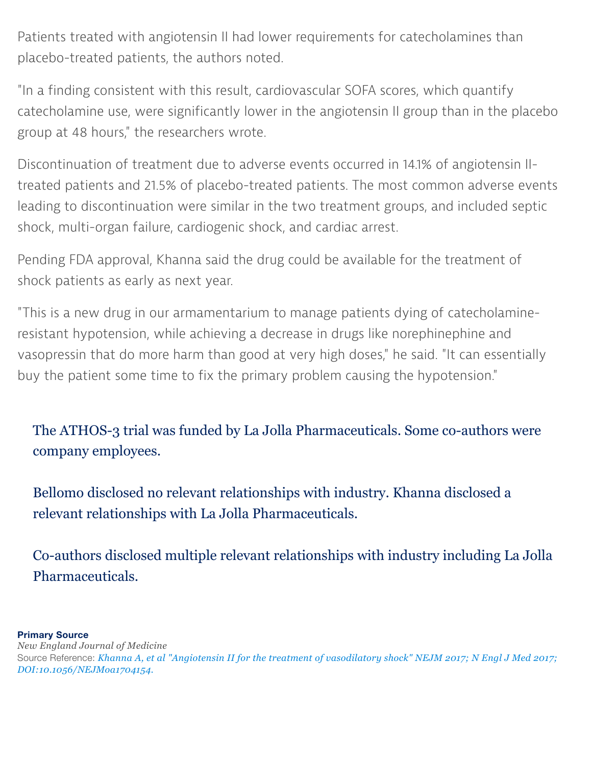Patients treated with angiotensin II had lower requirements for catecholamines than placebo-treated patients, the authors noted.

"In a finding consistent with this result, cardiovascular SOFA scores, which quantify catecholamine use, were significantly lower in the angiotensin II group than in the placebo group at 48 hours," the researchers wrote.

Discontinuation of treatment due to adverse events occurred in 14.1% of angiotensin II-treated patients and 21.5% of placebo-treated patients. The most common adverse events leading to discontinuation were similar in the two treatment groups, and included septic shock, multi-organ failure, cardiogenic shock, and cardiac arrest.

Pending FDA approval, Khanna said the drug could be available for the treatment of shock patients as early as next year.

"This is a new drug in our armamentarium to manage patients dying of catecholamine-resistant hypotension, while achieving a decrease in drugs like norephinephine and vasopressin that do more harm than good at very high doses," he said. "It can essentially buy the patient some time to fix the primary problem causing the hypotension."

The ATHOS-3 trial was funded by La Jolla Pharmaceuticals. Some co-authors were company employees.

Bellomo disclosed no relevant relationships with industry. Khanna disclosed a relevant relationships with La Jolla Pharmaceuticals.

Co-authors disclosed multiple relevant relationships with industry including La Jolla Pharmaceuticals.

**Primary Source**

*New England Journal of Medicine*

Source Reference: *Khanna A, et al "Angiotensin II for the treatment of vasodilatory shock" NEJM 2017; N Engl J Med 2017; DOI:10.1056/NEJMoa1704154.*